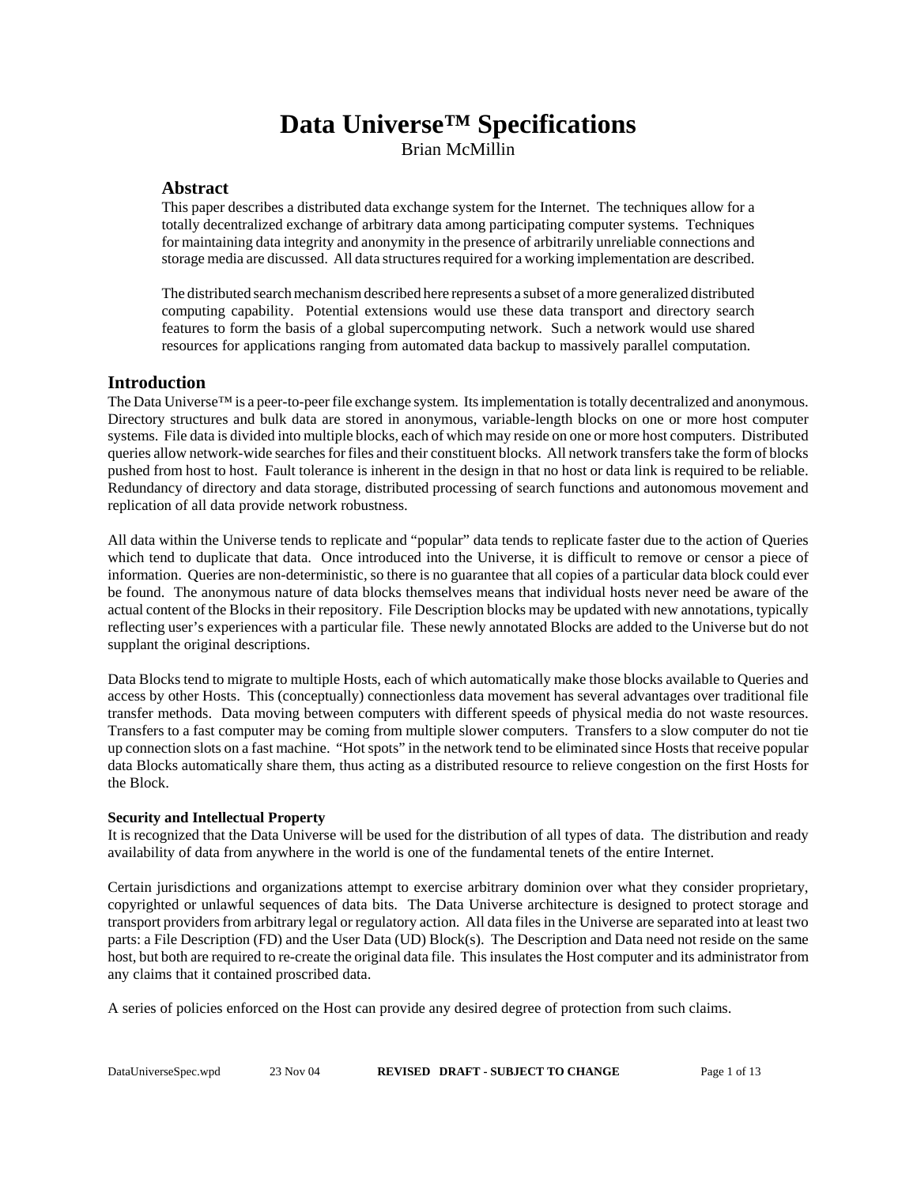# Data Universe™ Specifications

Brian McMillin

## Abstract

This paper describes a distributed data exchange system for the Internet. The techniques allow for a totally decentralized exchange of arbitrary data among participating computer systems. Techniques for maintaining data integrity and anonymity in the presence of arbitrarily unreliable connections and storage media are discussed. All data structures required for a working implementation are described.

The distributed search mechanism described here represents a subset of a more generalized distributed computing capability. Potential extensions would use these data transport and directory search features to form the basis of a global supercomputing network. Such a network would use shared resources for applications ranging from automated data backup to massively parallel computation.

## Introduction

The Data Universe™ is a peer-to-peer file exchange system. Its implementation is totally decentralized and anonymous. Directory structures and bulk data are stored in anonymous, variable-length blocks on one or more host computer systems. File data is divided into multiple blocks, each of which may reside on one or more host computers. Distributed queries allow network-wide searches for files and their constituent blocks. All network transfers take the form of blocks pushed from host to host. Fault tolerance is inherent in the design in that no host or data link is required to be reliable. Redundancy of directory and data storage, distributed processing of search functions and autonomous movement and replication of all data provide network robustness.

All data within the Universe tends to replicate and "popular" data tends to replicate faster due to the action of Queries which tend to duplicate that data. Once introduced into the Universe, it is difficult to remove or censor a piece of information. Queries are non-deterministic, so there is no guarantee that all copies of a particular data block could ever be found. The anonymous nature of data blocks themselves means that individual hosts never need be aware of the actual content of the Blocks in their repository. File Description blocks may be updated with new annotations, typically reflecting user's experiences with a particular file. These newly annotated Blocks are added to the Universe but do not supplant the original descriptions.

Data Blocks tend to migrate to multiple Hosts, each of which automatically make those blocks available to Queries and access by other Hosts. This (conceptually) connectionless data movement has several advantages over traditional file transfer methods. Data moving between computers with different speeds of physical media do not waste resources. Transfers to a fast computer may be coming from multiple slower computers. Transfers to a slow computer do not tie up connection slots on a fast machine. "Hot spots" in the network tend to be eliminated since Hosts that receive popular data Blocks automatically share them, thus acting as a distributed resource to relieve congestion on the first Hosts for the Block.

### Security and Intellectual Property

It is recognized that the Data Universe will be used for the distribution of all types of data. The distribution and ready availability of data from anywhere in the world is one of the fundamental tenets of the entire Internet.

Certain jurisdictions and organizations attempt to exercise arbitrary dominion over what they consider proprietary, copyrighted or unlawful sequences of data bits. The Data Universe architecture is designed to protect storage and transport providers from arbitrary legal or regulatory action. All data files in the Universe are separated into at least two parts: a File Description (FD) and the User Data (UD) Block(s). The Description and Data need not reside on the same host, but both are required to re-create the original data file. This insulates the Host computer and its administrator from any claims that it contained proscribed data.

A series of policies enforced on the Host can provide any desired degree of protection from such claims.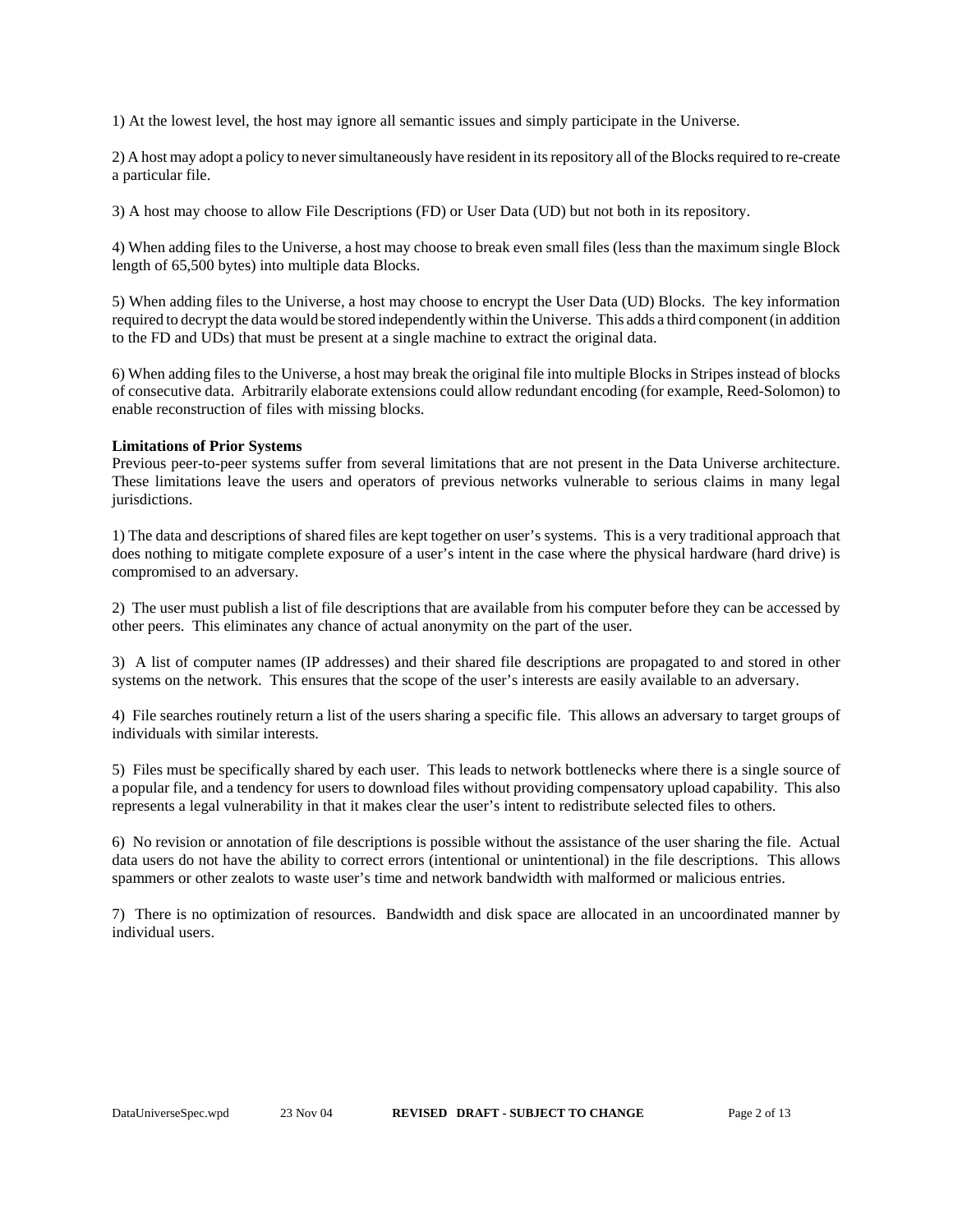1) At the lowest level, the host may ignore all semantic issues and simply participate in the Universe.

2) A host may adopt a policy to never simultaneously have resident in its repository all of the Blocks required to re-create a particular file.

3) A host may choose to allow File Descriptions (FD) or User Data (UD) but not both in its repository.

4) When adding files to the Universe, a host may choose to break even small files (less than the maximum single Block length of 65,500 bytes) into multiple data Blocks.

5) When adding files to the Universe, a host may choose to encrypt the User Data (UD) Blocks. The key information required to decrypt the data would be stored independently within the Universe. This adds a third component (in addition to the FD and UDs) that must be present at a single machine to extract the original data.

6) When adding files to the Universe, a host may break the original file into multiple Blocks in Stripes instead of blocks of consecutive data. Arbitrarily elaborate extensions could allow redundant encoding (for example, Reed-Solomon) to enable reconstruction of files with missing blocks.

**Limitations of Prior Systems**

Previous peer-to-peer systems suffer from several limitations that are not present in the Data Universe architecture. These limitations leave the users and operators of previous networks vulnerable to serious claims in many legal jurisdictions.

1) The data and descriptions of shared files are kept together on user's systems. This is a very traditional approach that does nothing to mitigate complete exposure of a user's intent in the case where the physical hardware (hard drive) is compromised to an adversary.

2) The user must publish a list of file descriptions that are available from his computer before they can be accessed by other peers. This eliminates any chance of actual anonymity on the part of the user.

3) A list of computer names (IP addresses) and their shared file descriptions are propagated to and stored in other systems on the network. This ensures that the scope of the user's interests are easily available to an adversary.

4) File searches routinely return a list of the users sharing a specific file. This allows an adversary to target groups of individuals with similar interests.

5) Files must be specifically shared by each user. This leads to network bottlenecks where there is a single source of a popular file, and a tendency for users to download files without providing compensatory upload capability. This also represents a legal vulnerability in that it makes clear the user's intent to redistribute selected files to others.

6) No revision or annotation of file descriptions is possible without the assistance of the user sharing the file. Actual data users do not have the ability to correct errors (intentional or unintentional) in the file descriptions. This allows spammers or other zealots to waste user's time and network bandwidth with malformed or malicious entries.

7) There is no optimization of resources. Bandwidth and disk space are allocated in an uncoordinated manner by individual users.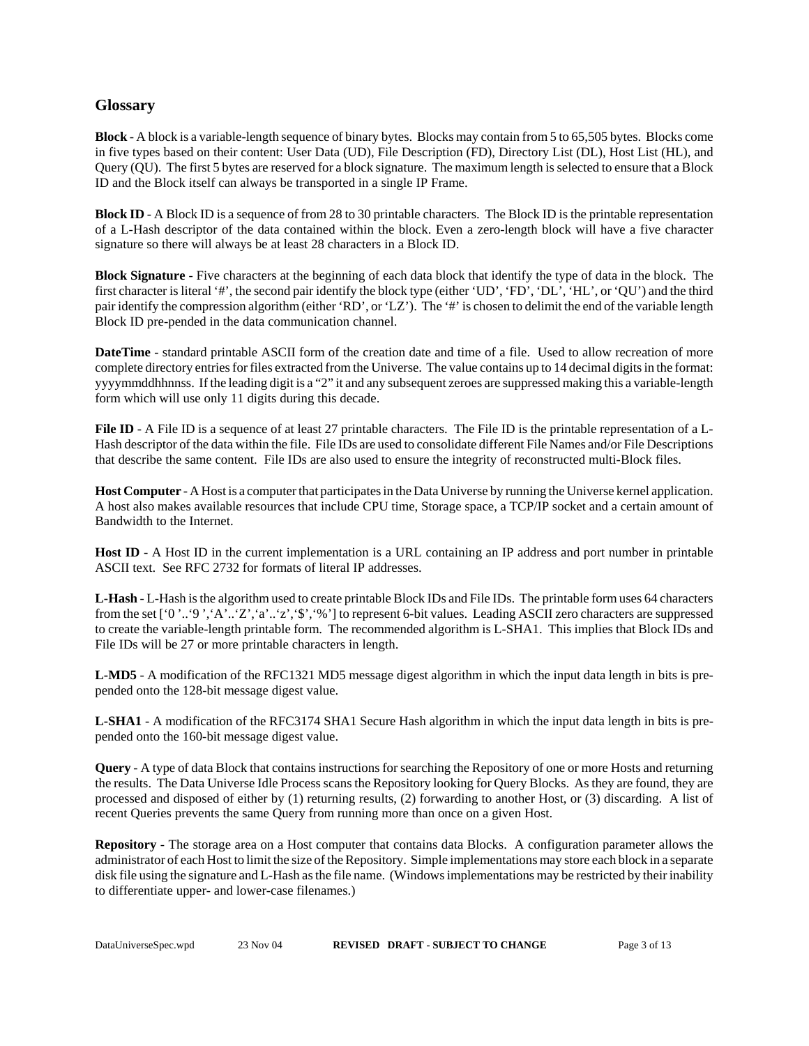## Glossary

**Block** - A block is a variable-length sequence of binary bytes. Blocks may contain from 5 to 65,505 bytes. Blocks come in five types based on their content: User Data (UD), File Description (FD), Directory List (DL), Host List (HL), and Query (QU). The first 5 bytes are reserved for a block signature. The maximum length is selected to ensure that a Block ID and the Block itself can always be transported in a single IP Frame.

**Block ID** - A Block ID is a sequence of from 28 to 30 printable characters. The Block ID is the printable representation of a L-Hash descriptor of the data contained within the block. Even a zero-length block will have a five character signature so there will always be at least 28 characters in a Block ID.

**Block Signature** - Five characters at the beginning of each data block that identify the type of data in the block. The first character is literal '#', the second pair identify the block type (either 'UD', 'FD', 'DL', 'HL', or 'QU') and the third pair identify the compression algorithm (either 'RD', or 'LZ'). The '#' is chosen to delimit the end of the variable length Block ID pre-pended in the data communication channel.

**DateTime** - standard printable ASCII form of the creation date and time of a file. Used to allow recreation of more complete directory entries for files extracted from the Universe. The value contains up to 14 decimal digits in the format: yyyymmddhhnnss. If the leading digit is a "2" it and any subsequent zeroes are suppressed making this a variable-length form which will use only 11 digits during this decade.

**File ID** - A File ID is a sequence of at least 27 printable characters. The File ID is the printable representation of a L-Hash descriptor of the data within the file. File IDs are used to consolidate different File Names and/or File Descriptions that describe the same content. File IDs are also used to ensure the integrity of reconstructed multi-Block files.

**Host Computer** - A Host is a computer that participates in the Data Universe by running the Universe kernel application. A host also makes available resources that include CPU time, Storage space, a TCP/IP socket and a certain amount of Bandwidth to the Internet.

**Host ID** - A Host ID in the current implementation is a URL containing an IP address and port number in printable ASCII text. See RFC 2732 for formats of literal IP addresses.

**L-Hash** - L-Hash is the algorithm used to create printable Block IDs and File IDs. The printable form uses 64 characters from the set ['0 '..'9 ','A'..'Z','a'..'z','$','%'] to represent 6-bit values. Leading ASCII zero characters are suppressed to create the variable-length printable form. The recommended algorithm is L-SHA1. This implies that Block IDs and File IDs will be 27 or more printable characters in length.

**L-MD5** - A modification of the RFC1321 MD5 message digest algorithm in which the input data length in bits is pre-pended onto the 128-bit message digest value.

**L-SHA1** - A modification of the RFC3174 SHA1 Secure Hash algorithm in which the input data length in bits is pre-pended onto the 160-bit message digest value.

**Query** - A type of data Block that contains instructions for searching the Repository of one or more Hosts and returning the results. The Data Universe Idle Process scans the Repository looking for Query Blocks. As they are found, they are processed and disposed of either by (1) returning results, (2) forwarding to another Host, or (3) discarding. A list of recent Queries prevents the same Query from running more than once on a given Host.

**Repository** - The storage area on a Host computer that contains data Blocks. A configuration parameter allows the administrator of each Host to limit the size of the Repository. Simple implementations may store each block in a separate disk file using the signature and L-Hash as the file name. (Windows implementations may be restricted by their inability to differentiate upper- and lower-case filenames.)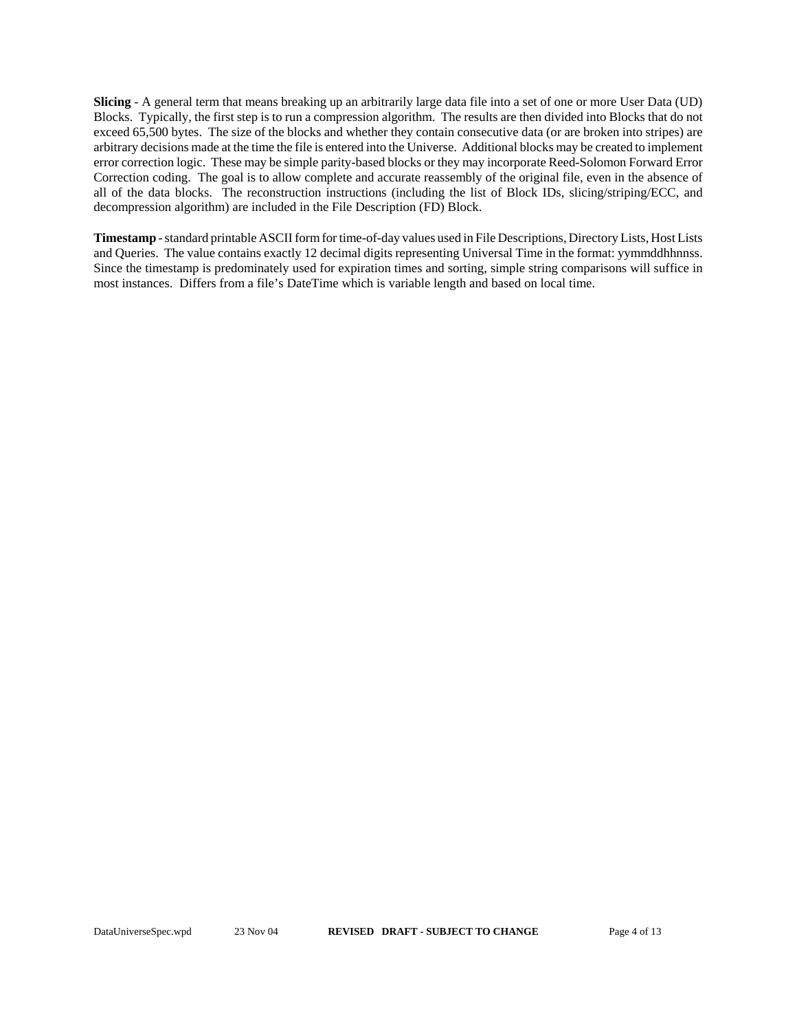**Slicing** - A general term that means breaking up an arbitrarily large data file into a set of one or more User Data (UD) Blocks. Typically, the first step is to run a compression algorithm. The results are then divided into Blocks that do not exceed 65,500 bytes. The size of the blocks and whether they contain consecutive data (or are broken into stripes) are arbitrary decisions made at the time the file is entered into the Universe. Additional blocks may be created to implement error correction logic. These may be simple parity-based blocks or they may incorporate Reed-Solomon Forward Error Correction coding. The goal is to allow complete and accurate reassembly of the original file, even in the absence of all of the data blocks. The reconstruction instructions (including the list of Block IDs, slicing/striping/ECC, and decompression algorithm) are included in the File Description (FD) Block.

**Timestamp** - standard printable ASCII form for time-of-day values used in File Descriptions, Directory Lists, Host Lists and Queries. The value contains exactly 12 decimal digits representing Universal Time in the format: yymmddhhnnss. Since the timestamp is predominately used for expiration times and sorting, simple string comparisons will suffice in most instances. Differs from a file's DateTime which is variable length and based on local time.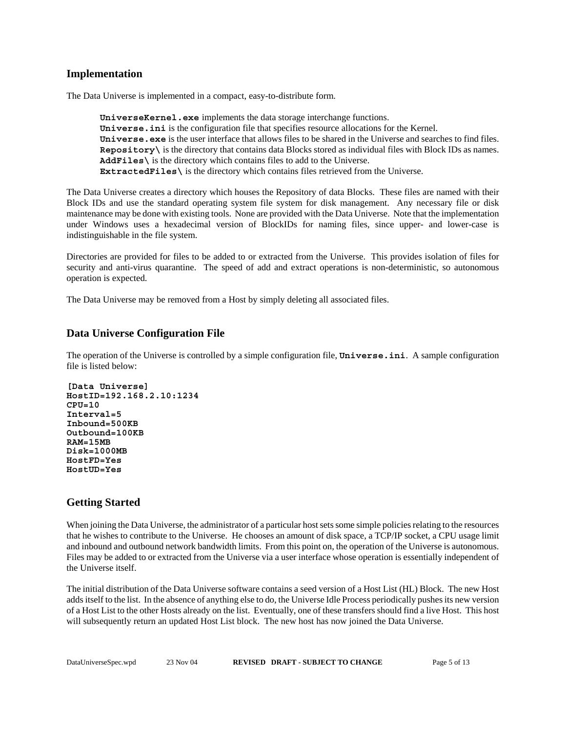## Implementation

The Data Universe is implemented in a compact, easy-to-distribute form.

> **UniverseKernel.exe** implements the data storage interchange functions.
> **Universe.ini** is the configuration file that specifies resource allocations for the Kernel.
> **Universe.exe** is the user interface that allows files to be shared in the Universe and searches to find files.
> **Repository\** is the directory that contains data Blocks stored as individual files with Block IDs as names.
> **AddFiles\** is the directory which contains files to add to the Universe.
> **ExtractedFiles\** is the directory which contains files retrieved from the Universe.

The Data Universe creates a directory which houses the Repository of data Blocks. These files are named with their Block IDs and use the standard operating system file system for disk management. Any necessary file or disk maintenance may be done with existing tools. None are provided with the Data Universe. Note that the implementation under Windows uses a hexadecimal version of BlockIDs for naming files, since upper- and lower-case is indistinguishable in the file system.

Directories are provided for files to be added to or extracted from the Universe. This provides isolation of files for security and anti-virus quarantine. The speed of add and extract operations is non-deterministic, so autonomous operation is expected.

The Data Universe may be removed from a Host by simply deleting all associated files.

## Data Universe Configuration File

The operation of the Universe is controlled by a simple configuration file, **Universe.ini**. A sample configuration file is listed below:

```
[Data Universe]
HostID=192.168.2.10:1234
CPU=10
Interval=5
Inbound=500KB
Outbound=100KB
RAM=15MB
Disk=1000MB
HostFD=Yes
HostUD=Yes
```

## Getting Started

When joining the Data Universe, the administrator of a particular host sets some simple policies relating to the resources that he wishes to contribute to the Universe. He chooses an amount of disk space, a TCP/IP socket, a CPU usage limit and inbound and outbound network bandwidth limits. From this point on, the operation of the Universe is autonomous. Files may be added to or extracted from the Universe via a user interface whose operation is essentially independent of the Universe itself.

The initial distribution of the Data Universe software contains a seed version of a Host List (HL) Block. The new Host adds itself to the list. In the absence of anything else to do, the Universe Idle Process periodically pushes its new version of a Host List to the other Hosts already on the list. Eventually, one of these transfers should find a live Host. This host will subsequently return an updated Host List block. The new host has now joined the Data Universe.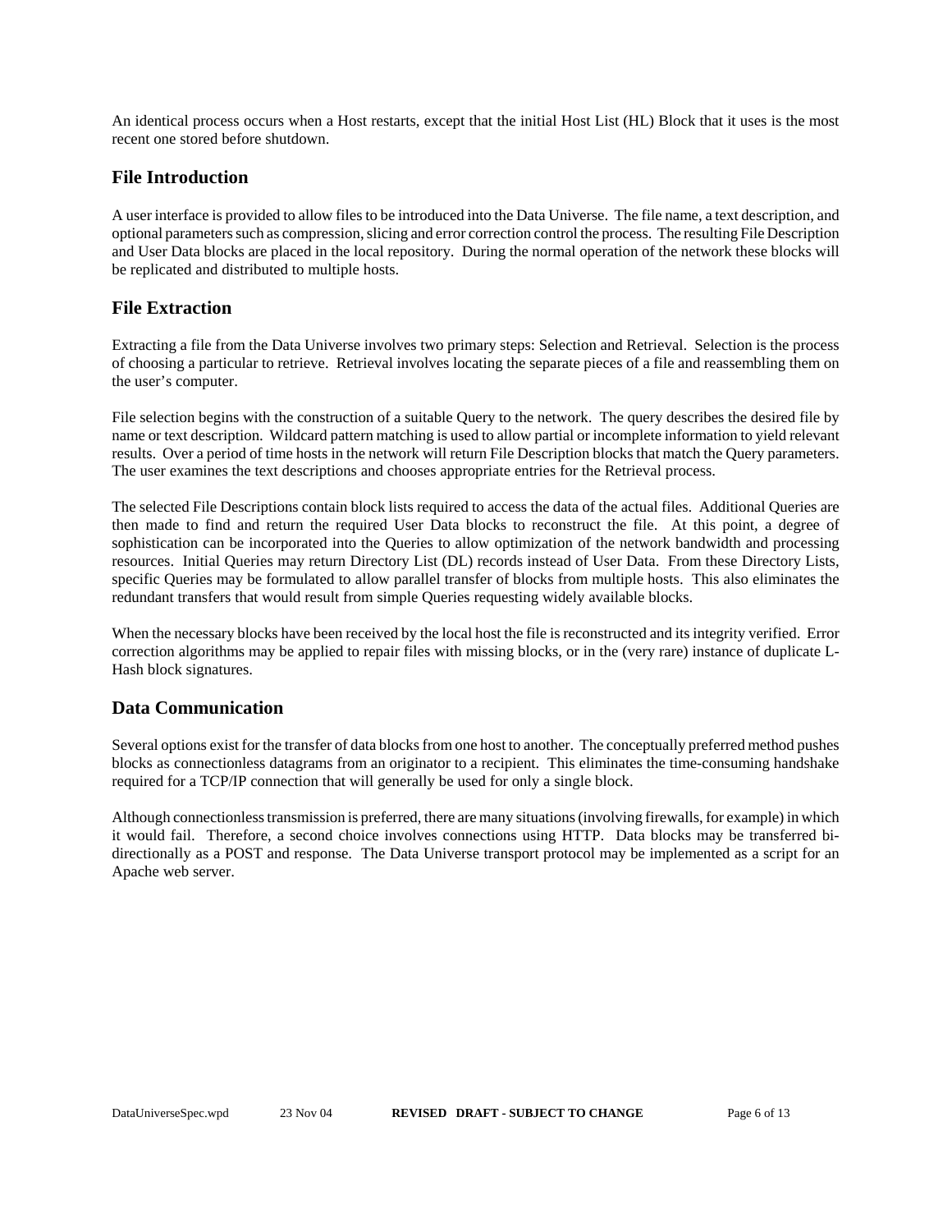An identical process occurs when a Host restarts, except that the initial Host List (HL) Block that it uses is the most recent one stored before shutdown.

## File Introduction

A user interface is provided to allow files to be introduced into the Data Universe. The file name, a text description, and optional parameters such as compression, slicing and error correction control the process. The resulting File Description and User Data blocks are placed in the local repository. During the normal operation of the network these blocks will be replicated and distributed to multiple hosts.

## File Extraction

Extracting a file from the Data Universe involves two primary steps: Selection and Retrieval. Selection is the process of choosing a particular to retrieve. Retrieval involves locating the separate pieces of a file and reassembling them on the user's computer.

File selection begins with the construction of a suitable Query to the network. The query describes the desired file by name or text description. Wildcard pattern matching is used to allow partial or incomplete information to yield relevant results. Over a period of time hosts in the network will return File Description blocks that match the Query parameters. The user examines the text descriptions and chooses appropriate entries for the Retrieval process.

The selected File Descriptions contain block lists required to access the data of the actual files. Additional Queries are then made to find and return the required User Data blocks to reconstruct the file. At this point, a degree of sophistication can be incorporated into the Queries to allow optimization of the network bandwidth and processing resources. Initial Queries may return Directory List (DL) records instead of User Data. From these Directory Lists, specific Queries may be formulated to allow parallel transfer of blocks from multiple hosts. This also eliminates the redundant transfers that would result from simple Queries requesting widely available blocks.

When the necessary blocks have been received by the local host the file is reconstructed and its integrity verified. Error correction algorithms may be applied to repair files with missing blocks, or in the (very rare) instance of duplicate L-Hash block signatures.

## Data Communication

Several options exist for the transfer of data blocks from one host to another. The conceptually preferred method pushes blocks as connectionless datagrams from an originator to a recipient. This eliminates the time-consuming handshake required for a TCP/IP connection that will generally be used for only a single block.

Although connectionless transmission is preferred, there are many situations (involving firewalls, for example) in which it would fail. Therefore, a second choice involves connections using HTTP. Data blocks may be transferred bi-directionally as a POST and response. The Data Universe transport protocol may be implemented as a script for an Apache web server.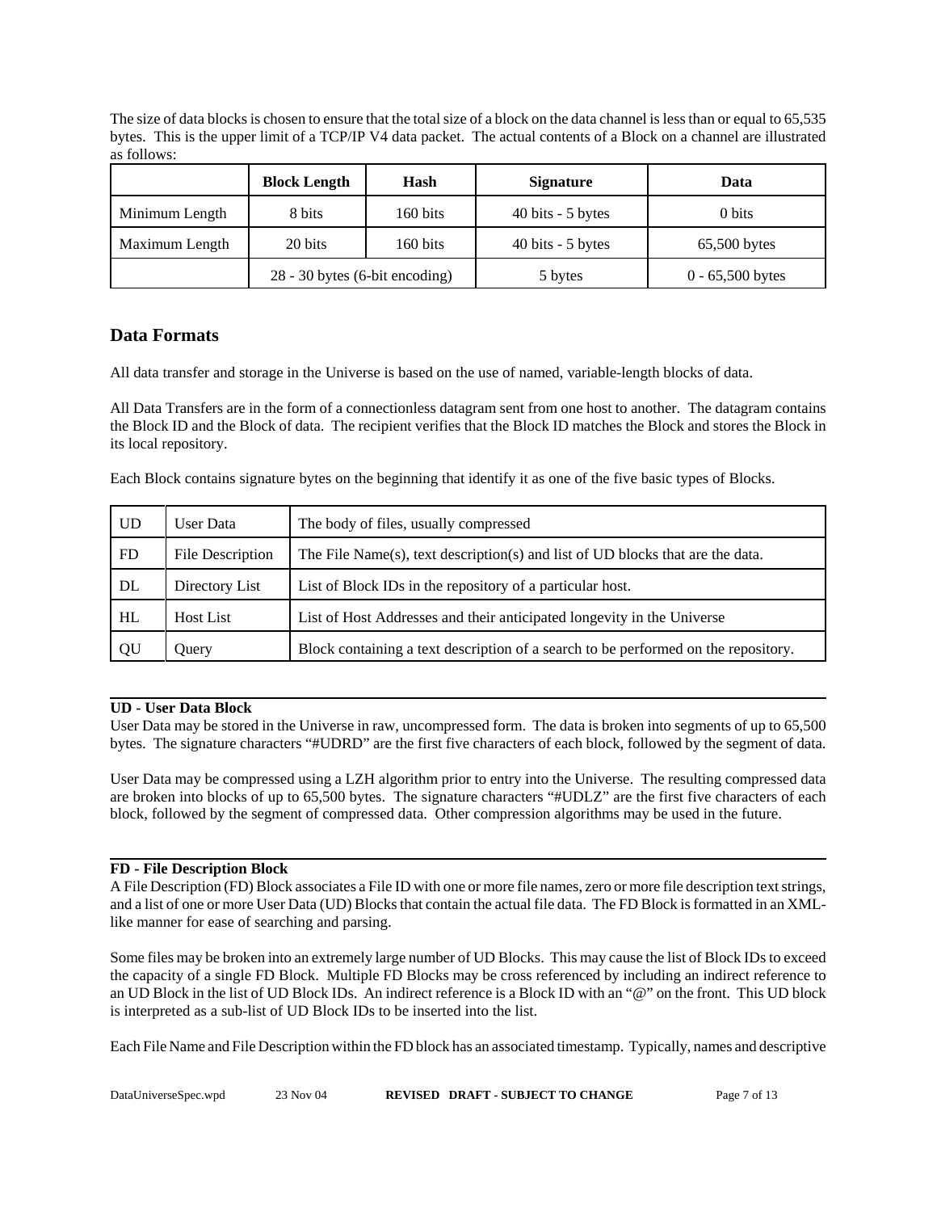The size of data blocks is chosen to ensure that the total size of a block on the data channel is less than or equal to 65,535 bytes. This is the upper limit of a TCP/IP V4 data packet. The actual contents of a Block on a channel are illustrated as follows:

| | Block Length | Hash | Signature | Data |
|---|---|---|---|---|
| Minimum Length | 8 bits | 160 bits | 40 bits - 5 bytes | 0 bits |
| Maximum Length | 20 bits | 160 bits | 40 bits - 5 bytes | 65,500 bytes |
| | 28 - 30 bytes (6-bit encoding) | | 5 bytes | 0 - 65,500 bytes |

## Data Formats

All data transfer and storage in the Universe is based on the use of named, variable-length blocks of data.

All Data Transfers are in the form of a connectionless datagram sent from one host to another. The datagram contains the Block ID and the Block of data. The recipient verifies that the Block ID matches the Block and stores the Block in its local repository.

Each Block contains signature bytes on the beginning that identify it as one of the five basic types of Blocks.

| | | |
|---|---|---|
| UD | User Data | The body of files, usually compressed |
| FD | File Description | The File Name(s), text description(s) and list of UD blocks that are the data. |
| DL | Directory List | List of Block IDs in the repository of a particular host. |
| HL | Host List | List of Host Addresses and their anticipated longevity in the Universe |
| QU | Query | Block containing a text description of a search to be performed on the repository. |

---

**UD - User Data Block**

User Data may be stored in the Universe in raw, uncompressed form. The data is broken into segments of up to 65,500 bytes. The signature characters "#UDRD" are the first five characters of each block, followed by the segment of data.

User Data may be compressed using a LZH algorithm prior to entry into the Universe. The resulting compressed data are broken into blocks of up to 65,500 bytes. The signature characters "#UDLZ" are the first five characters of each block, followed by the segment of compressed data. Other compression algorithms may be used in the future.

---

**FD - File Description Block**

A File Description (FD) Block associates a File ID with one or more file names, zero or more file description text strings, and a list of one or more User Data (UD) Blocks that contain the actual file data. The FD Block is formatted in an XML-like manner for ease of searching and parsing.

Some files may be broken into an extremely large number of UD Blocks. This may cause the list of Block IDs to exceed the capacity of a single FD Block. Multiple FD Blocks may be cross referenced by including an indirect reference to an UD Block in the list of UD Block IDs. An indirect reference is a Block ID with an "@" on the front. This UD block is interpreted as a sub-list of UD Block IDs to be inserted into the list.

Each File Name and File Description within the FD block has an associated timestamp. Typically, names and descriptive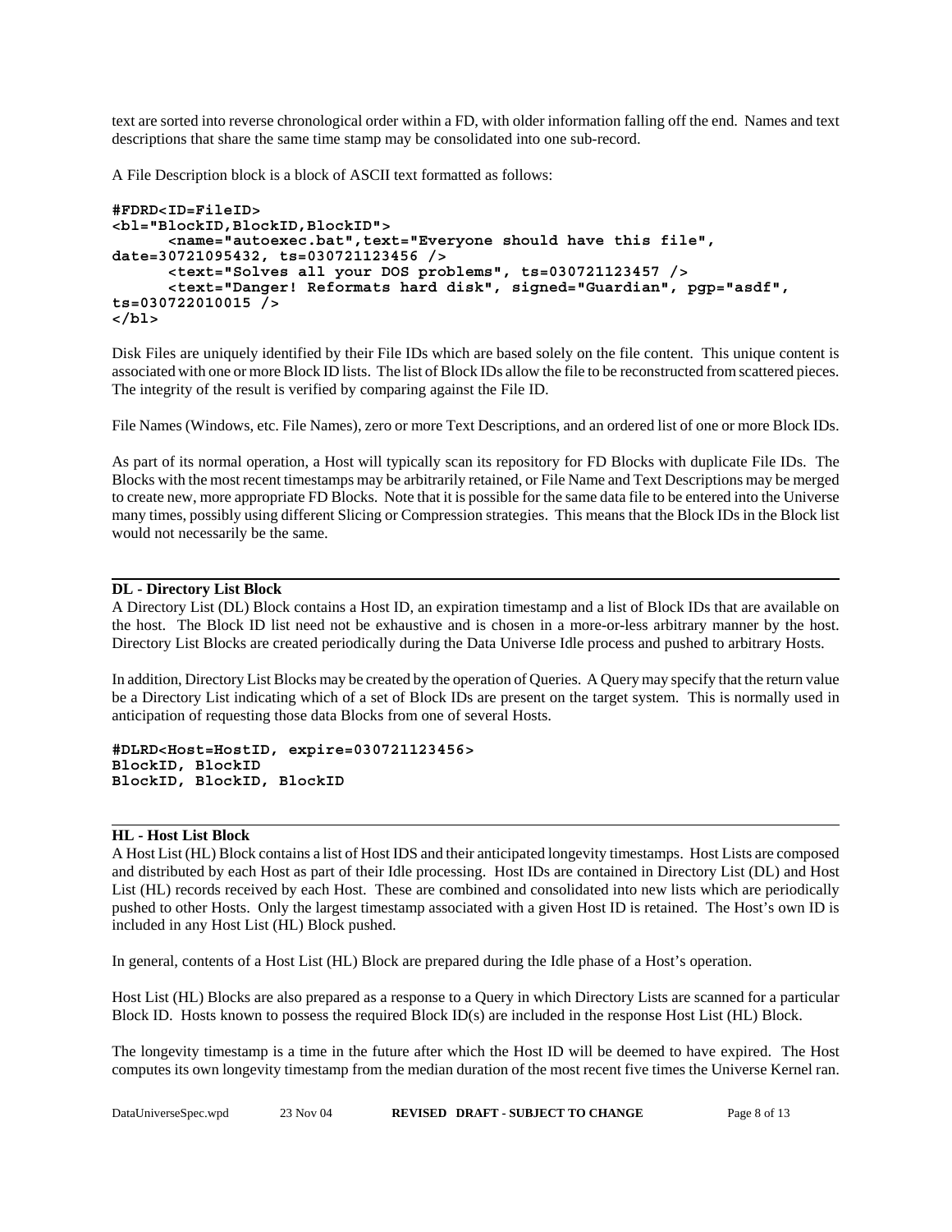text are sorted into reverse chronological order within a FD, with older information falling off the end. Names and text descriptions that share the same time stamp may be consolidated into one sub-record.

A File Description block is a block of ASCII text formatted as follows:

```
#FDRD<ID=FileID>
<bl="BlockID,BlockID,BlockID">
      <name="autoexec.bat",text="Everyone should have this file",
date=30721095432, ts=030721123456 />
      <text="Solves all your DOS problems", ts=030721123457 />
      <text="Danger! Reformats hard disk", signed="Guardian", pgp="asdf",
ts=030722010015 />
</bl>
```

Disk Files are uniquely identified by their File IDs which are based solely on the file content. This unique content is associated with one or more Block ID lists. The list of Block IDs allow the file to be reconstructed from scattered pieces. The integrity of the result is verified by comparing against the File ID.

File Names (Windows, etc. File Names), zero or more Text Descriptions, and an ordered list of one or more Block IDs.

As part of its normal operation, a Host will typically scan its repository for FD Blocks with duplicate File IDs. The Blocks with the most recent timestamps may be arbitrarily retained, or File Name and Text Descriptions may be merged to create new, more appropriate FD Blocks. Note that it is possible for the same data file to be entered into the Universe many times, possibly using different Slicing or Compression strategies. This means that the Block IDs in the Block list would not necessarily be the same.

---

**DL - Directory List Block**

A Directory List (DL) Block contains a Host ID, an expiration timestamp and a list of Block IDs that are available on the host. The Block ID list need not be exhaustive and is chosen in a more-or-less arbitrary manner by the host. Directory List Blocks are created periodically during the Data Universe Idle process and pushed to arbitrary Hosts.

In addition, Directory List Blocks may be created by the operation of Queries. A Query may specify that the return value be a Directory List indicating which of a set of Block IDs are present on the target system. This is normally used in anticipation of requesting those data Blocks from one of several Hosts.

```
#DLRD<Host=HostID, expire=030721123456>
BlockID, BlockID
BlockID, BlockID, BlockID
```

---

**HL - Host List Block**

A Host List (HL) Block contains a list of Host IDS and their anticipated longevity timestamps. Host Lists are composed and distributed by each Host as part of their Idle processing. Host IDs are contained in Directory List (DL) and Host List (HL) records received by each Host. These are combined and consolidated into new lists which are periodically pushed to other Hosts. Only the largest timestamp associated with a given Host ID is retained. The Host's own ID is included in any Host List (HL) Block pushed.

In general, contents of a Host List (HL) Block are prepared during the Idle phase of a Host's operation.

Host List (HL) Blocks are also prepared as a response to a Query in which Directory Lists are scanned for a particular Block ID. Hosts known to possess the required Block ID(s) are included in the response Host List (HL) Block.

The longevity timestamp is a time in the future after which the Host ID will be deemed to have expired. The Host computes its own longevity timestamp from the median duration of the most recent five times the Universe Kernel ran.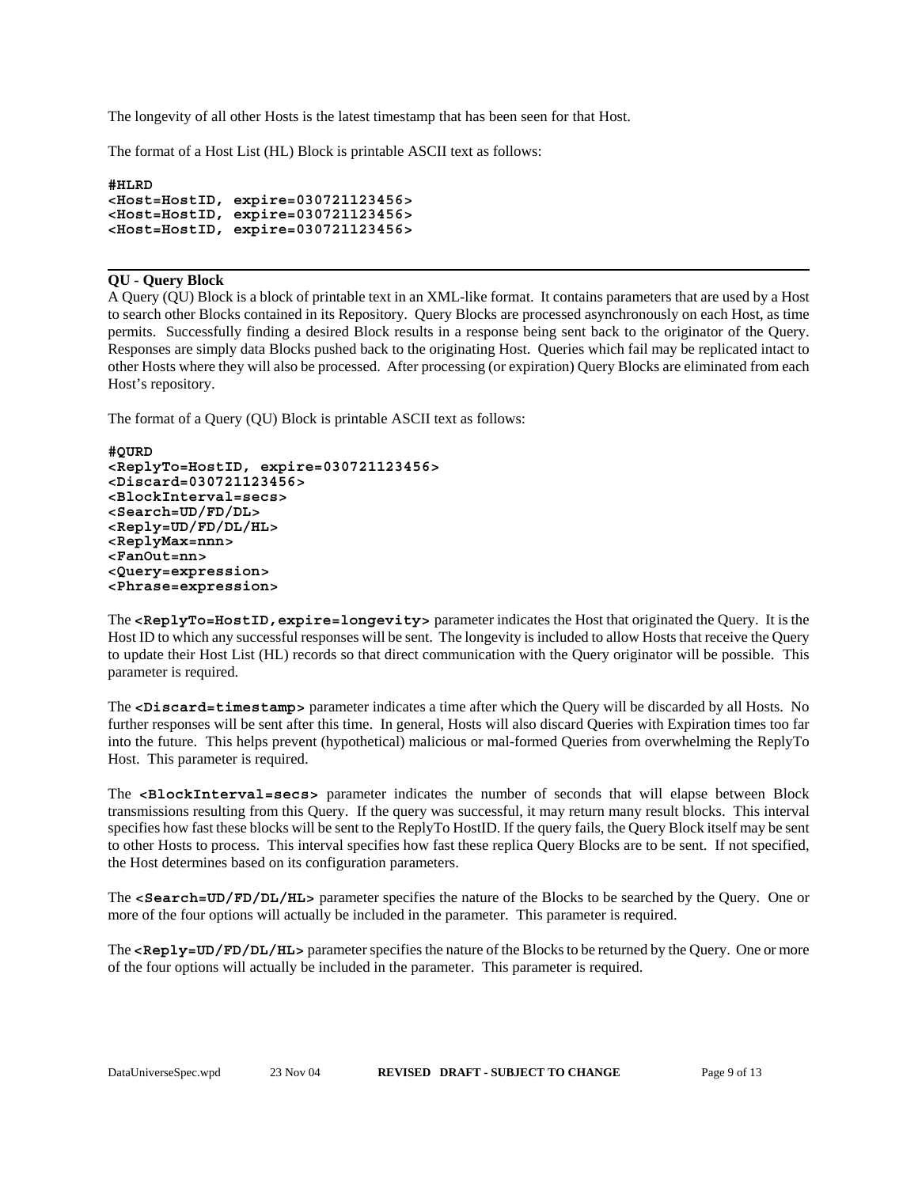The longevity of all other Hosts is the latest timestamp that has been seen for that Host.

The format of a Host List (HL) Block is printable ASCII text as follows:

```
#HLRD
<Host=HostID, expire=030721123456>
<Host=HostID, expire=030721123456>
<Host=HostID, expire=030721123456>
```

---

**QU - Query Block**

A Query (QU) Block is a block of printable text in an XML-like format. It contains parameters that are used by a Host to search other Blocks contained in its Repository. Query Blocks are processed asynchronously on each Host, as time permits. Successfully finding a desired Block results in a response being sent back to the originator of the Query. Responses are simply data Blocks pushed back to the originating Host. Queries which fail may be replicated intact to other Hosts where they will also be processed. After processing (or expiration) Query Blocks are eliminated from each Host's repository.

The format of a Query (QU) Block is printable ASCII text as follows:

```
#QURD
<ReplyTo=HostID, expire=030721123456>
<Discard=030721123456>
<BlockInterval=secs>
<Search=UD/FD/DL>
<Reply=UD/FD/DL/HL>
<ReplyMax=nnn>
<FanOut=nn>
<Query=expression>
<Phrase=expression>
```

The **`<ReplyTo=HostID,expire=longevity>`** parameter indicates the Host that originated the Query. It is the Host ID to which any successful responses will be sent. The longevity is included to allow Hosts that receive the Query to update their Host List (HL) records so that direct communication with the Query originator will be possible. This parameter is required.

The **`<Discard=timestamp>`** parameter indicates a time after which the Query will be discarded by all Hosts. No further responses will be sent after this time. In general, Hosts will also discard Queries with Expiration times too far into the future. This helps prevent (hypothetical) malicious or mal-formed Queries from overwhelming the ReplyTo Host. This parameter is required.

The **`<BlockInterval=secs>`** parameter indicates the number of seconds that will elapse between Block transmissions resulting from this Query. If the query was successful, it may return many result blocks. This interval specifies how fast these blocks will be sent to the ReplyTo HostID. If the query fails, the Query Block itself may be sent to other Hosts to process. This interval specifies how fast these replica Query Blocks are to be sent. If not specified, the Host determines based on its configuration parameters.

The **`<Search=UD/FD/DL/HL>`** parameter specifies the nature of the Blocks to be searched by the Query. One or more of the four options will actually be included in the parameter. This parameter is required.

The **`<Reply=UD/FD/DL/HL>`** parameter specifies the nature of the Blocks to be returned by the Query. One or more of the four options will actually be included in the parameter. This parameter is required.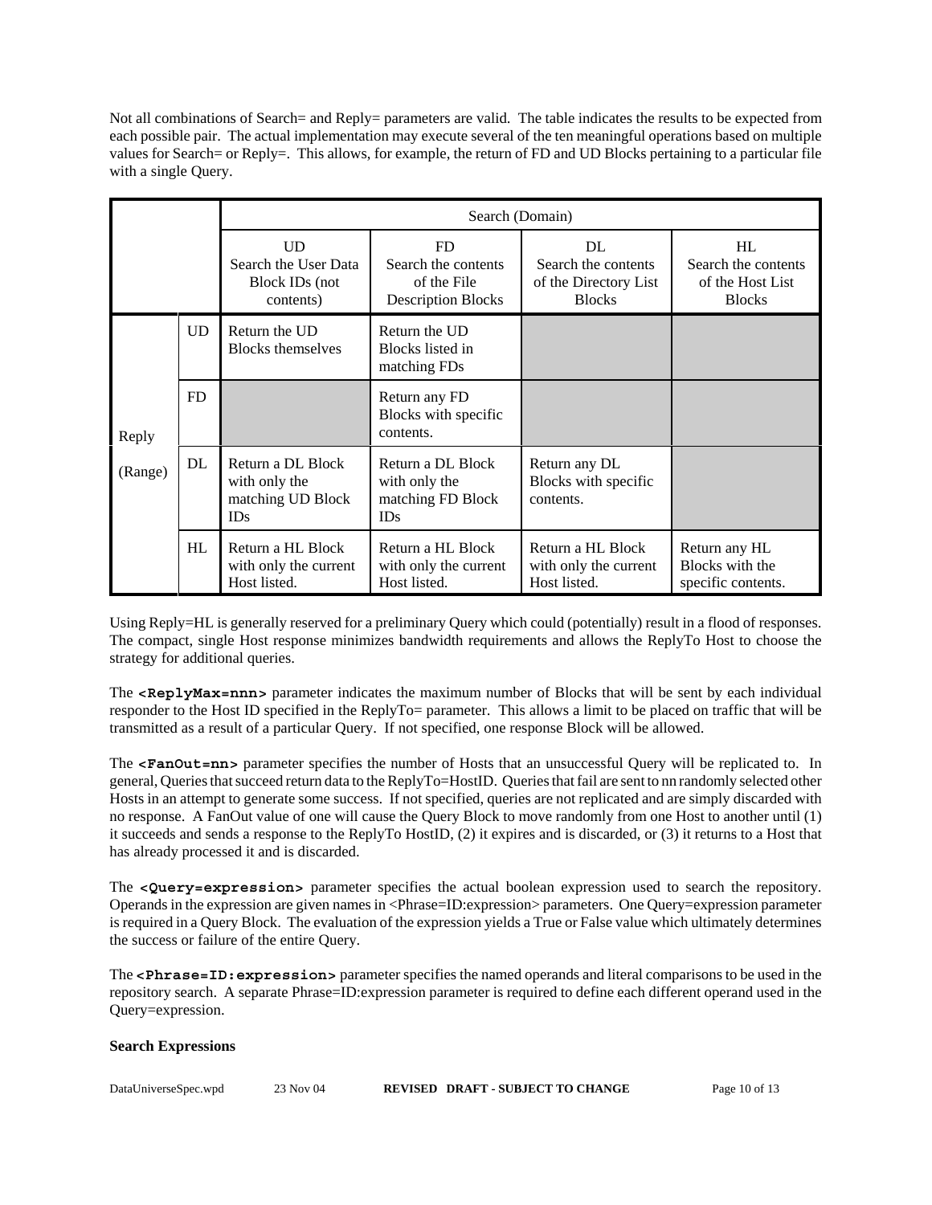Not all combinations of Search= and Reply= parameters are valid. The table indicates the results to be expected from each possible pair. The actual implementation may execute several of the ten meaningful operations based on multiple values for Search= or Reply=. This allows, for example, the return of FD and UD Blocks pertaining to a particular file with a single Query.

| | | Search (Domain) | | | |
|---|---|---|---|---|---|
| | | UD<br>Search the User Data Block IDs (not contents) | FD<br>Search the contents of the File Description Blocks | DL<br>Search the contents of the Directory List Blocks | HL<br>Search the contents of the Host List Blocks |
| Reply (Range) | UD | Return the UD Blocks themselves | Return the UD Blocks listed in matching FDs | | |
| | FD | | Return any FD Blocks with specific contents. | | |
| | DL | Return a DL Block with only the matching UD Block IDs | Return a DL Block with only the matching FD Block IDs | Return any DL Blocks with specific contents. | |
| | HL | Return a HL Block with only the current Host listed. | Return a HL Block with only the current Host listed. | Return a HL Block with only the current Host listed. | Return any HL Blocks with the specific contents. |

Using Reply=HL is generally reserved for a preliminary Query which could (potentially) result in a flood of responses. The compact, single Host response minimizes bandwidth requirements and allows the ReplyTo Host to choose the strategy for additional queries.

The **<ReplyMax=nnn>** parameter indicates the maximum number of Blocks that will be sent by each individual responder to the Host ID specified in the ReplyTo= parameter. This allows a limit to be placed on traffic that will be transmitted as a result of a particular Query. If not specified, one response Block will be allowed.

The **<FanOut=nn>** parameter specifies the number of Hosts that an unsuccessful Query will be replicated to. In general, Queries that succeed return data to the ReplyTo=HostID. Queries that fail are sent to nn randomly selected other Hosts in an attempt to generate some success. If not specified, queries are not replicated and are simply discarded with no response. A FanOut value of one will cause the Query Block to move randomly from one Host to another until (1) it succeeds and sends a response to the ReplyTo HostID, (2) it expires and is discarded, or (3) it returns to a Host that has already processed it and is discarded.

The **<Query=expression>** parameter specifies the actual boolean expression used to search the repository. Operands in the expression are given names in <Phrase=ID:expression> parameters. One Query=expression parameter is required in a Query Block. The evaluation of the expression yields a True or False value which ultimately determines the success or failure of the entire Query.

The **<Phrase=ID:expression>** parameter specifies the named operands and literal comparisons to be used in the repository search. A separate Phrase=ID:expression parameter is required to define each different operand used in the Query=expression.

**Search Expressions**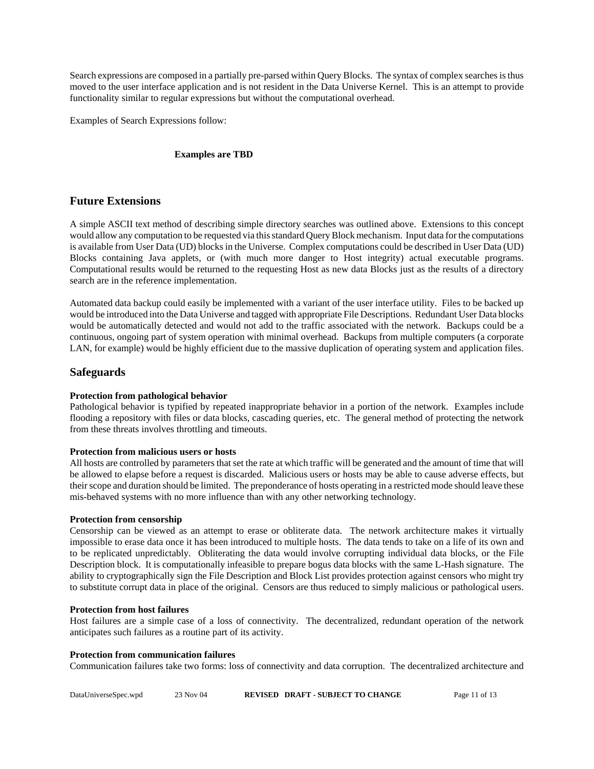Search expressions are composed in a partially pre-parsed within Query Blocks. The syntax of complex searches is thus moved to the user interface application and is not resident in the Data Universe Kernel. This is an attempt to provide functionality similar to regular expressions but without the computational overhead.

Examples of Search Expressions follow:

**Examples are TBD**

## Future Extensions

A simple ASCII text method of describing simple directory searches was outlined above. Extensions to this concept would allow any computation to be requested via this standard Query Block mechanism. Input data for the computations is available from User Data (UD) blocks in the Universe. Complex computations could be described in User Data (UD) Blocks containing Java applets, or (with much more danger to Host integrity) actual executable programs. Computational results would be returned to the requesting Host as new data Blocks just as the results of a directory search are in the reference implementation.

Automated data backup could easily be implemented with a variant of the user interface utility. Files to be backed up would be introduced into the Data Universe and tagged with appropriate File Descriptions. Redundant User Data blocks would be automatically detected and would not add to the traffic associated with the network. Backups could be a continuous, ongoing part of system operation with minimal overhead. Backups from multiple computers (a corporate LAN, for example) would be highly efficient due to the massive duplication of operating system and application files.

## Safeguards

**Protection from pathological behavior**
Pathological behavior is typified by repeated inappropriate behavior in a portion of the network. Examples include flooding a repository with files or data blocks, cascading queries, etc. The general method of protecting the network from these threats involves throttling and timeouts.

**Protection from malicious users or hosts**
All hosts are controlled by parameters that set the rate at which traffic will be generated and the amount of time that will be allowed to elapse before a request is discarded. Malicious users or hosts may be able to cause adverse effects, but their scope and duration should be limited. The preponderance of hosts operating in a restricted mode should leave these mis-behaved systems with no more influence than with any other networking technology.

**Protection from censorship**
Censorship can be viewed as an attempt to erase or obliterate data. The network architecture makes it virtually impossible to erase data once it has been introduced to multiple hosts. The data tends to take on a life of its own and to be replicated unpredictably. Obliterating the data would involve corrupting individual data blocks, or the File Description block. It is computationally infeasible to prepare bogus data blocks with the same L-Hash signature. The ability to cryptographically sign the File Description and Block List provides protection against censors who might try to substitute corrupt data in place of the original. Censors are thus reduced to simply malicious or pathological users.

**Protection from host failures**
Host failures are a simple case of a loss of connectivity. The decentralized, redundant operation of the network anticipates such failures as a routine part of its activity.

**Protection from communication failures**
Communication failures take two forms: loss of connectivity and data corruption. The decentralized architecture and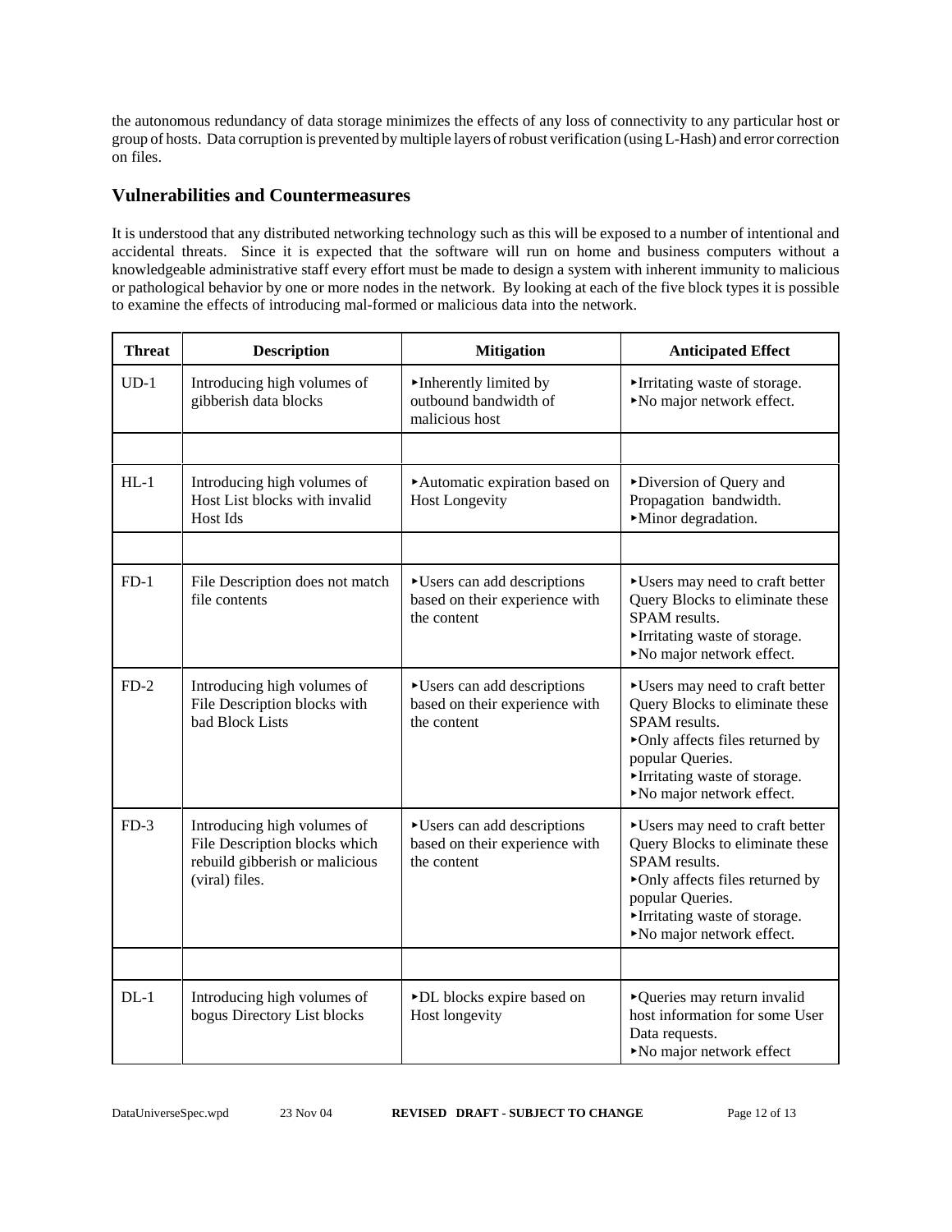the autonomous redundancy of data storage minimizes the effects of any loss of connectivity to any particular host or group of hosts. Data corruption is prevented by multiple layers of robust verification (using L-Hash) and error correction on files.

## Vulnerabilities and Countermeasures

It is understood that any distributed networking technology such as this will be exposed to a number of intentional and accidental threats. Since it is expected that the software will run on home and business computers without a knowledgeable administrative staff every effort must be made to design a system with inherent immunity to malicious or pathological behavior by one or more nodes in the network. By looking at each of the five block types it is possible to examine the effects of introducing mal-formed or malicious data into the network.

| Threat | Description | Mitigation | Anticipated Effect |
|---|---|---|---|
| UD-1 | Introducing high volumes of gibberish data blocks | ▸Inherently limited by outbound bandwidth of malicious host | ▸Irritating waste of storage.<br>▸No major network effect. |
| | | | |
| HL-1 | Introducing high volumes of Host List blocks with invalid Host Ids | ▸Automatic expiration based on Host Longevity | ▸Diversion of Query and Propagation bandwidth.<br>▸Minor degradation. |
| | | | |
| FD-1 | File Description does not match file contents | ▸Users can add descriptions based on their experience with the content | ▸Users may need to craft better Query Blocks to eliminate these SPAM results.<br>▸Irritating waste of storage.<br>▸No major network effect. |
| FD-2 | Introducing high volumes of File Description blocks with bad Block Lists | ▸Users can add descriptions based on their experience with the content | ▸Users may need to craft better Query Blocks to eliminate these SPAM results.<br>▸Only affects files returned by popular Queries.<br>▸Irritating waste of storage.<br>▸No major network effect. |
| FD-3 | Introducing high volumes of File Description blocks which rebuild gibberish or malicious (viral) files. | ▸Users can add descriptions based on their experience with the content | ▸Users may need to craft better Query Blocks to eliminate these SPAM results.<br>▸Only affects files returned by popular Queries.<br>▸Irritating waste of storage.<br>▸No major network effect. |
| | | | |
| DL-1 | Introducing high volumes of bogus Directory List blocks | ▸DL blocks expire based on Host longevity | ▸Queries may return invalid host information for some User Data requests.<br>▸No major network effect |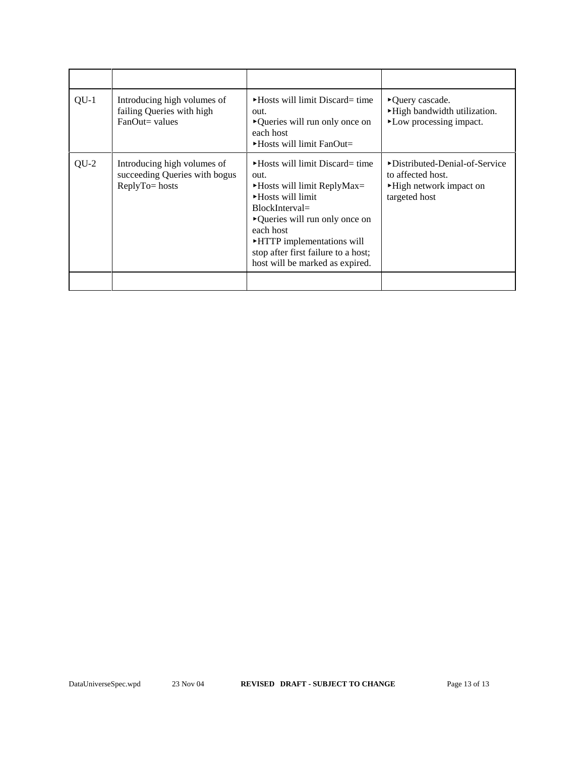| | | | |
|---|---|---|---|
| QU-1 | Introducing high volumes of failing Queries with high FanOut= values | ▸Hosts will limit Discard= time out.<br>▸Queries will run only once on each host<br>▸Hosts will limit FanOut= | ▸Query cascade.<br>▸High bandwidth utilization.<br>▸Low processing impact. |
| QU-2 | Introducing high volumes of succeeding Queries with bogus ReplyTo= hosts | ▸Hosts will limit Discard= time out.<br>▸Hosts will limit ReplyMax=<br>▸Hosts will limit BlockInterval=<br>▸Queries will run only once on each host<br>▸HTTP implementations will stop after first failure to a host; host will be marked as expired. | ▸Distributed-Denial-of-Service to affected host.<br>▸High network impact on targeted host |
| | | | |